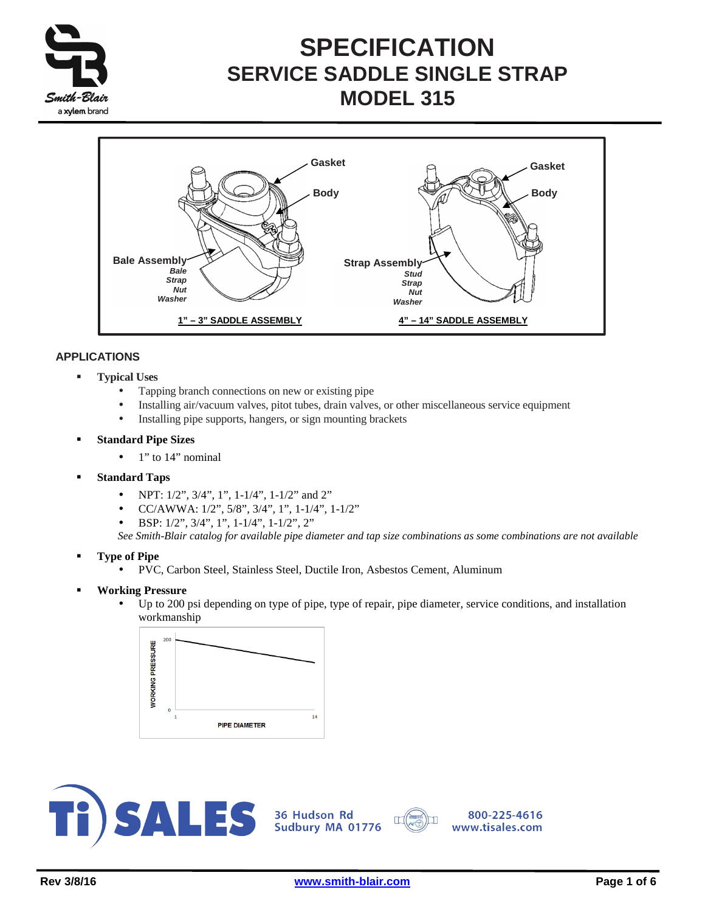# SPECIFICATION
## SERVICE SADDLE SINGLE STRAP
## MODEL 315

Gasket

Body

Bale Assembly
*Bale*
*Strap*
*Nut*
*Washer*

**1" – 3" SADDLE ASSEMBLY**

Gasket

Body

Strap Assembly
*Stud*
*Strap*
*Nut*
*Washer*

**4" – 14" SADDLE ASSEMBLY**

### APPLICATIONS

- **Typical Uses**
  - Tapping branch connections on new or existing pipe
  - Installing air/vacuum valves, pitot tubes, drain valves, or other miscellaneous service equipment
  - Installing pipe supports, hangers, or sign mounting brackets
- **Standard Pipe Sizes**
  - 1" to 14" nominal
- **Standard Taps**
  - NPT: 1/2", 3/4", 1", 1-1/4", 1-1/2" and 2"
  - CC/AWWA: 1/2", 5/8", 3/4", 1", 1-1/4", 1-1/2"
  - BSP: 1/2", 3/4", 1", 1-1/4", 1-1/2", 2"

  *See Smith-Blair catalog for available pipe diameter and tap size combinations as some combinations are not available*
- **Type of Pipe**
  - PVC, Carbon Steel, Stainless Steel, Ductile Iron, Asbestos Cement, Aluminum
- **Working Pressure**
  - Up to 200 psi depending on type of pipe, type of repair, pipe diameter, service conditions, and installation workmanship

WORKING PRESSURE: 0 – 200; PIPE DIAMETER: 1 – 14

TI SALES 36 Hudson Rd Sudbury MA 01776 800-225-4616 www.tisales.com

Rev 3/8/16 www.smith-blair.com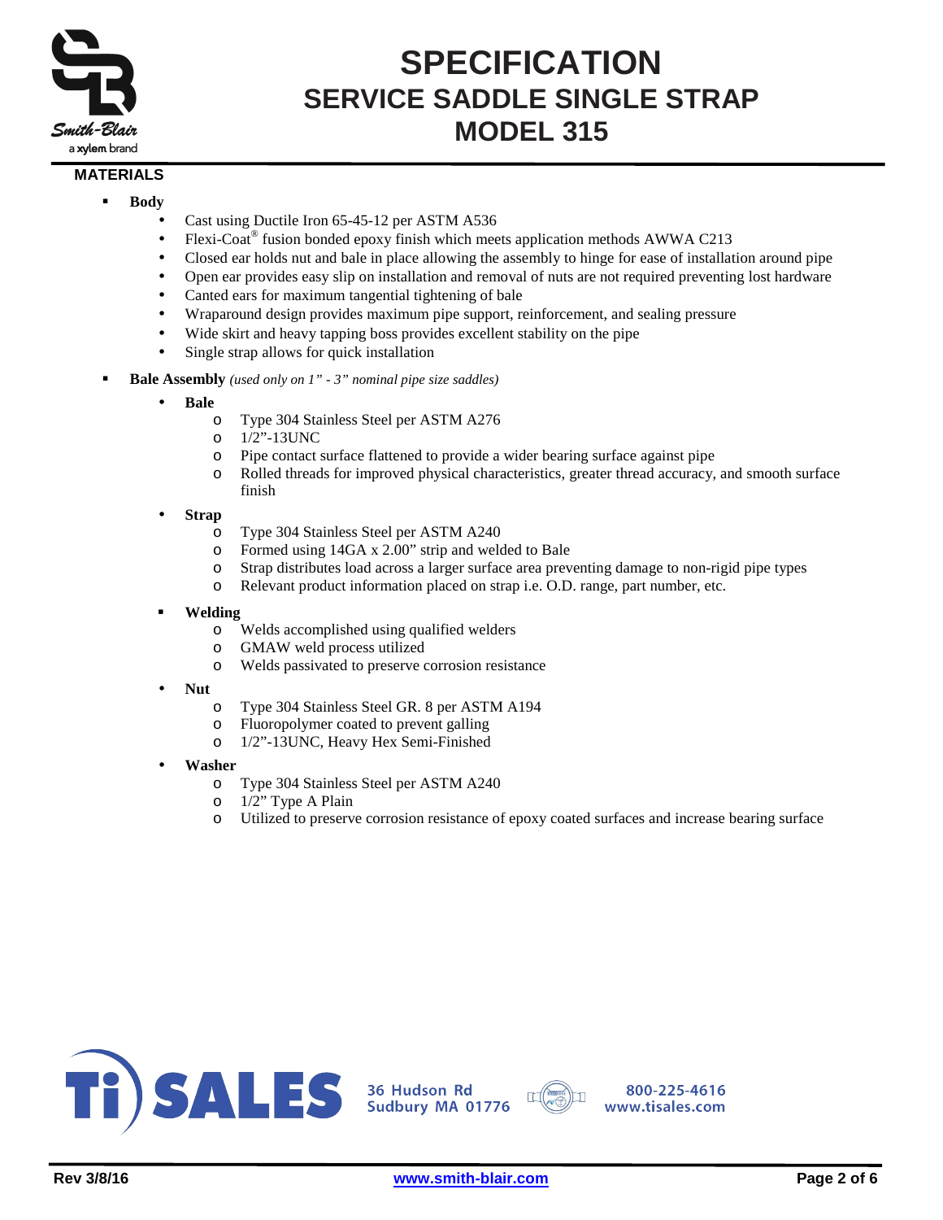# SPECIFICATION
## SERVICE SADDLE SINGLE STRAP
## MODEL 315

### MATERIALS

- **Body**
  - Cast using Ductile Iron 65-45-12 per ASTM A536
  - Flexi-Coat® fusion bonded epoxy finish which meets application methods AWWA C213
  - Closed ear holds nut and bale in place allowing the assembly to hinge for ease of installation around pipe
  - Open ear provides easy slip on installation and removal of nuts are not required preventing lost hardware
  - Canted ears for maximum tangential tightening of bale
  - Wraparound design provides maximum pipe support, reinforcement, and sealing pressure
  - Wide skirt and heavy tapping boss provides excellent stability on the pipe
  - Single strap allows for quick installation
- **Bale Assembly** *(used only on 1" - 3" nominal pipe size saddles)*
  - **Bale**
    - Type 304 Stainless Steel per ASTM A276
    - 1/2"-13UNC
    - Pipe contact surface flattened to provide a wider bearing surface against pipe
    - Rolled threads for improved physical characteristics, greater thread accuracy, and smooth surface finish
  - **Strap**
    - Type 304 Stainless Steel per ASTM A240
    - Formed using 14GA x 2.00" strip and welded to Bale
    - Strap distributes load across a larger surface area preventing damage to non-rigid pipe types
    - Relevant product information placed on strap i.e. O.D. range, part number, etc.
  - **Welding**
    - Welds accomplished using qualified welders
    - GMAW weld process utilized
    - Welds passivated to preserve corrosion resistance
  - **Nut**
    - Type 304 Stainless Steel GR. 8 per ASTM A194
    - Fluoropolymer coated to prevent galling
    - 1/2"-13UNC, Heavy Hex Semi-Finished
  - **Washer**
    - Type 304 Stainless Steel per ASTM A240
    - 1/2" Type A Plain
    - Utilized to preserve corrosion resistance of epoxy coated surfaces and increase bearing surface

Ti SALES 36 Hudson Rd Sudbury MA 01776 800-225-4616 www.tisales.com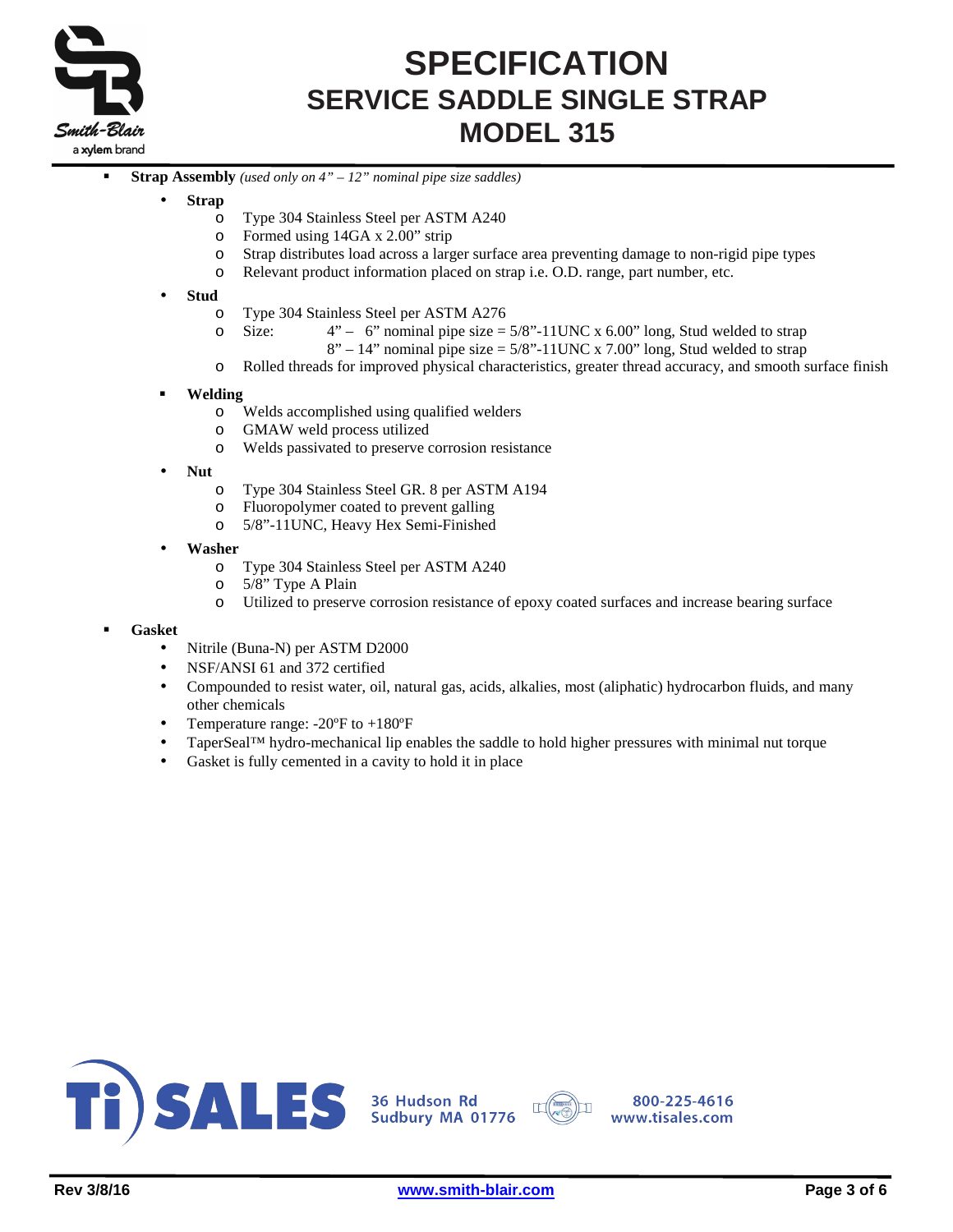- **Strap Assembly** *(used only on 4" – 12" nominal pipe size saddles)*
  - **Strap**
    - Type 304 Stainless Steel per ASTM A240
    - Formed using 14GA x 2.00" strip
    - Strap distributes load across a larger surface area preventing damage to non-rigid pipe types
    - Relevant product information placed on strap i.e. O.D. range, part number, etc.
  - **Stud**
    - Type 304 Stainless Steel per ASTM A276
    - Size: 4" – 6" nominal pipe size = 5/8"-11UNC x 6.00" long, Stud welded to strap
      8" – 14" nominal pipe size = 5/8"-11UNC x 7.00" long, Stud welded to strap
    - Rolled threads for improved physical characteristics, greater thread accuracy, and smooth surface finish
  - **Welding**
    - Welds accomplished using qualified welders
    - GMAW weld process utilized
    - Welds passivated to preserve corrosion resistance
  - **Nut**
    - Type 304 Stainless Steel GR. 8 per ASTM A194
    - Fluoropolymer coated to prevent galling
    - 5/8"-11UNC, Heavy Hex Semi-Finished
  - **Washer**
    - Type 304 Stainless Steel per ASTM A240
    - 5/8" Type A Plain
    - Utilized to preserve corrosion resistance of epoxy coated surfaces and increase bearing surface
- **Gasket**
  - Nitrile (Buna-N) per ASTM D2000
  - NSF/ANSI 61 and 372 certified
  - Compounded to resist water, oil, natural gas, acids, alkalies, most (aliphatic) hydrocarbon fluids, and many other chemicals
  - Temperature range: -20ºF to +180ºF
  - TaperSeal™ hydro-mechanical lip enables the saddle to hold higher pressures with minimal nut torque
  - Gasket is fully cemented in a cavity to hold it in place

Ti SALES 36 Hudson Rd Sudbury MA 01776 800-225-4616 www.tisales.com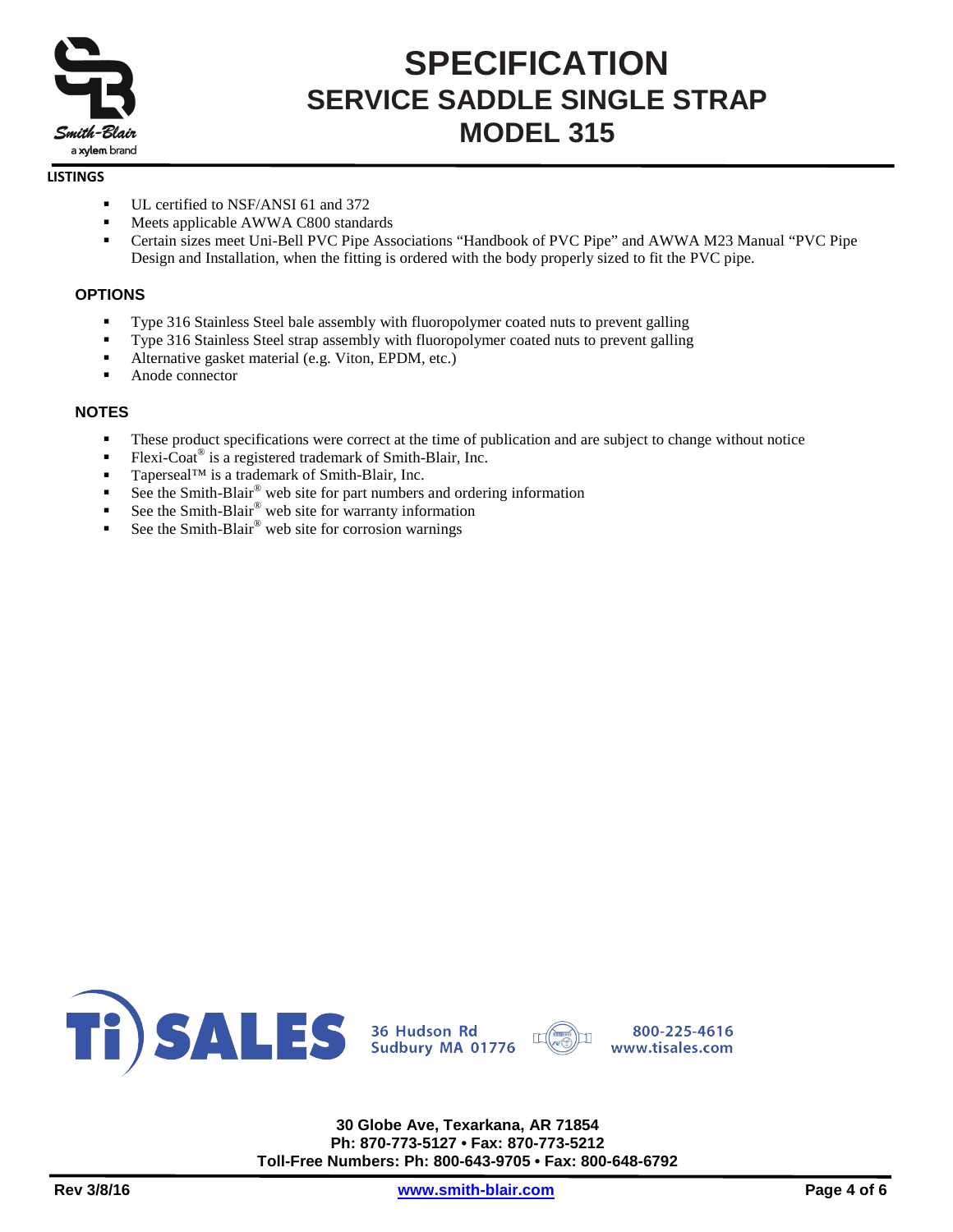# SPECIFICATION
## SERVICE SADDLE SINGLE STRAP
## MODEL 315

**LISTINGS**

- UL certified to NSF/ANSI 61 and 372
- Meets applicable AWWA C800 standards
- Certain sizes meet Uni-Bell PVC Pipe Associations "Handbook of PVC Pipe" and AWWA M23 Manual "PVC Pipe Design and Installation, when the fitting is ordered with the body properly sized to fit the PVC pipe.

**OPTIONS**

- Type 316 Stainless Steel bale assembly with fluoropolymer coated nuts to prevent galling
- Type 316 Stainless Steel strap assembly with fluoropolymer coated nuts to prevent galling
- Alternative gasket material (e.g. Viton, EPDM, etc.)
- Anode connector

**NOTES**

- These product specifications were correct at the time of publication and are subject to change without notice
- Flexi-Coat® is a registered trademark of Smith-Blair, Inc.
- Taperseal™ is a trademark of Smith-Blair, Inc.
- See the Smith-Blair® web site for part numbers and ordering information
- See the Smith-Blair® web site for warranty information
- See the Smith-Blair® web site for corrosion warnings

Ti SALES 36 Hudson Rd Sudbury MA 01776 800-225-4616 www.tisales.com

**30 Globe Ave, Texarkana, AR 71854**
**Ph: 870-773-5127 • Fax: 870-773-5212**
**Toll-Free Numbers: Ph: 800-643-9705 • Fax: 800-648-6792**

**Rev 3/8/16** **www.smith-blair.com**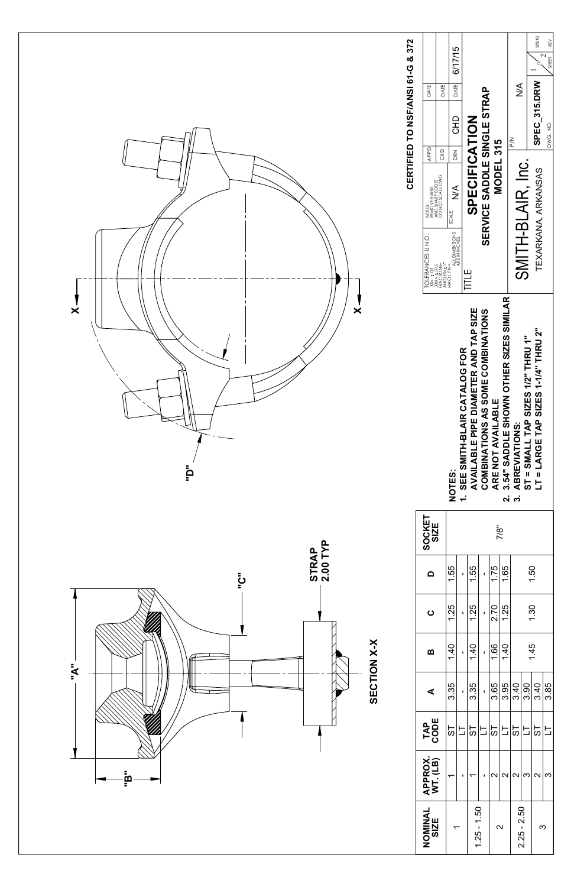"A"

"B"

"C"

"D"

STRAP 2.00 TYP

SECTION X-X

X

X

| NOMINAL SIZE | APPROX. WT. (LB) | TAP CODE | A | B | C | D | SOCKET SIZE |
|---|---|---|---|---|---|---|---|
| 1 | 1 | ST | 3.35 | 1.40 | 1.25 | 1.55 | 7/8" |
| | - | LT | - | - | - | - | |
| 1.25 - 1.50 | 1 | ST | 3.35 | 1.40 | 1.25 | 1.55 | |
| | - | LT | - | - | - | - | |
| 2 | 2 | ST | 3.65 | 1.66 | 2.70 | 1.75 | |
| | 2 | LT | 3.95 | 1.40 | 1.25 | 1.65 | |
| 2.25 - 2.50 | 2 | ST | 3.40 | 1.45 | 1.30 | 1.50 | |
| | 3 | LT | 3.90 | | | | |
| 3 | 2 | ST | 3.40 | | | | |
| | 3 | LT | 3.85 | | | | |

NOTES:
1. SEE SMITH-BLAIR CATALOG FOR AVAILABLE PIPE DIAMETER AND TAP SIZE COMBINATIONS AS SOME COMBINATIONS ARE NOT AVAILABLE
2. 3.54" SADDLE SHOWN OTHER SIZES SIMILAR
3. ABREVIATIONS:
   ST = SMALL TAP SIZES 1/2" THRU 1"
   LT = LARGE TAP SIZES 1-1/4" THRU 2"

CERTIFIED TO NSF/ANSI 61-G & 372

TOLERANCES U.N.O.: .XXX ± .03, .XXX ± .015, FRACTIONS ± , ANGLES ± 1°, MACH. FIN. ALL DIMENSIONS ARE IN INCHES.

NOTES: REMOVE BURRS AND SHARP EDGES. DO NOT SCALE DWG.

SCALE: N/A

APP'D | DATE
CK'D | DATE
DRN: CHD | DATE: 6/17/15

TITLE

**SPECIFICATION**
**SERVICE SADDLE SINGLE STRAP**
**MODEL 315**

SMITH-BLAIR, Inc.
TEXARKANA, ARKANSAS

P/N: N/A

DWG. NO.: SPEC_315.DRW

SHEET 1 OF 2

REV. 3/8/16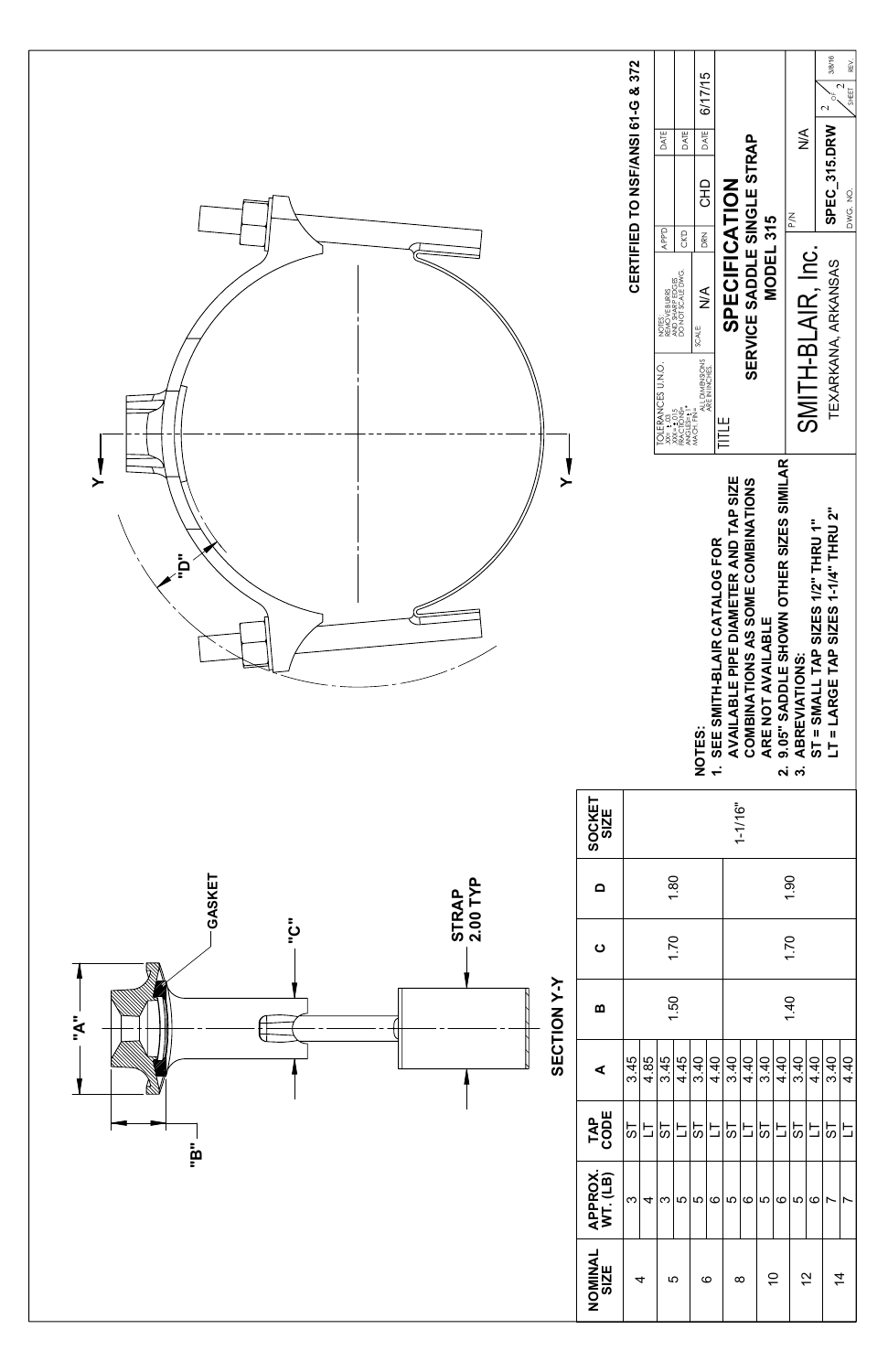"A"

GASKET

"B"

"C"

STRAP 2.00 TYP

SECTION Y-Y

"D"

Y

Y

| NOMINAL SIZE | APPROX. WT. (LB) | TAP CODE | A | B | C | D | SOCKET SIZE |
|---|---|---|---|---|---|---|---|
| 4 | 3 | ST | 3.45 | 1.50 | 1.70 | 1.80 | 1-1/16" |
| | 4 | LT | 4.85 | | | | |
| 5 | 3 | ST | 3.45 | | | | |
| | 5 | LT | 4.45 | | | | |
| 6 | 5 | ST | 3.40 | | | | |
| | 6 | LT | 4.40 | | | | |
| 8 | 5 | ST | 3.40 | 1.40 | 1.70 | 1.90 | |
| | 6 | LT | 4.40 | | | | |
| 10 | 5 | ST | 3.40 | | | | |
| | 6 | LT | 4.40 | | | | |
| 12 | 5 | ST | 3.40 | | | | |
| | 6 | LT | 4.40 | | | | |
| 14 | 7 | ST | 3.40 | | | | |
| | 7 | LT | 4.40 | | | | |

**NOTES:**

1. SEE SMITH-BLAIR CATALOG FOR AVAILABLE PIPE DIAMETER AND TAP SIZE COMBINATIONS AS SOME COMBINATIONS ARE NOT AVAILABLE
2. 9.05" SADDLE SHOWN OTHER SIZES SIMILAR
3. ABREVIATIONS:
   ST = SMALL TAP SIZES 1/2" THRU 1"
   LT = LARGE TAP SIZES 1-1/4" THRU 2"

CERTIFIED TO NSF/ANSI 61-G & 372

TOLERANCES U.N.O.
.XX= ± .03
.XXX= ± .015
FRACTIONS= ±
ANGLES= ± 1°
MACH. FIN=
ALL DIMENSIONS ARE IN INCHES.

NOTES:
REMOVE BURRS AND SHARP EDGES
DO NOT SCALE DWG.

SCALE: N/A

APP'D | DATE
CK'D | DATE
DRN: CHD | DATE: 6/17/15

TITLE

**SPECIFICATION**
**SERVICE SADDLE SINGLE STRAP**
**MODEL 315**

SMITH-BLAIR, Inc.
TEXARKANA, ARKANSAS

P/N: N/A

DWG. NO.: SPEC_315.DRW

SHEET: 2 OF 2

REV.: 3/8/16